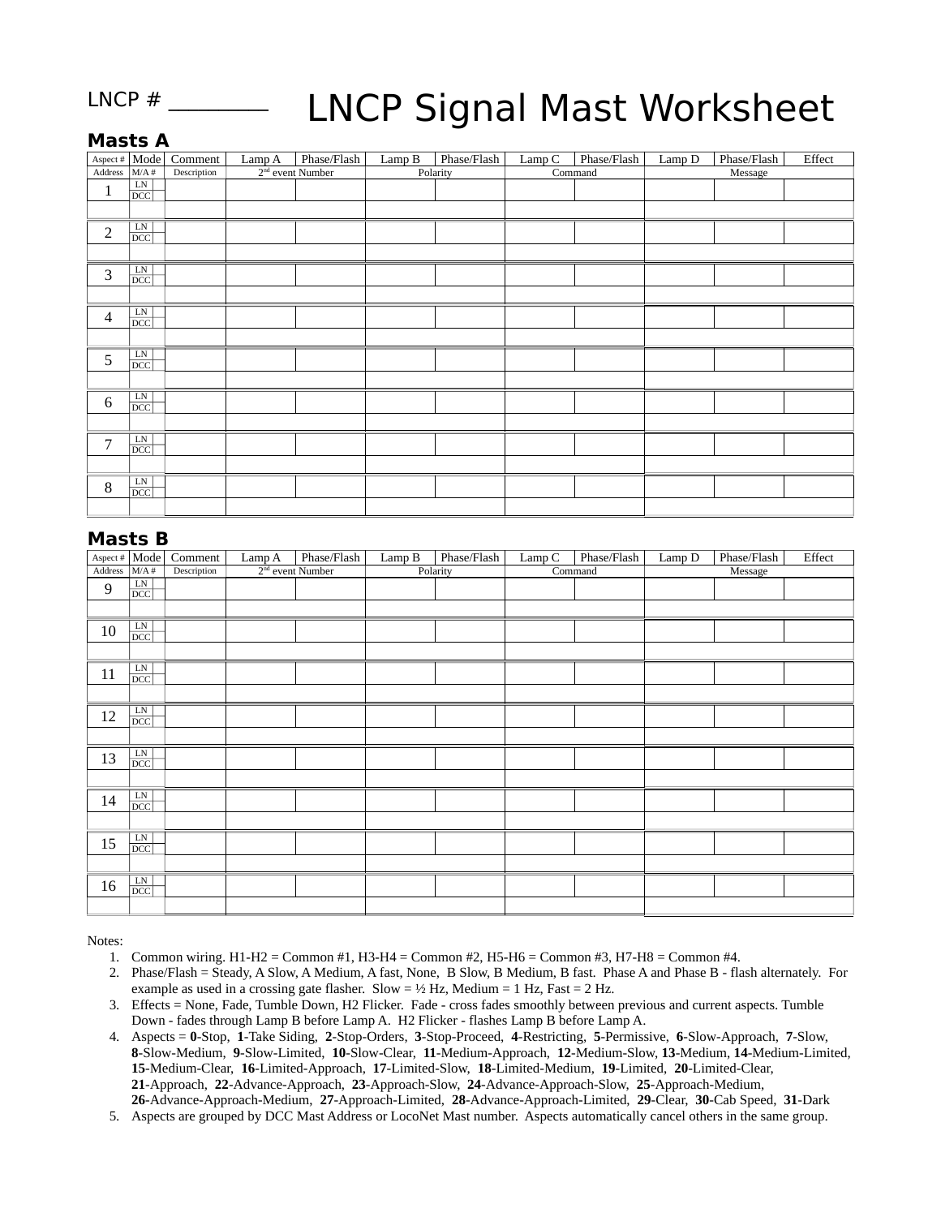LNCP # ________

# LNCP Signal Mast Worksheet

## Masts A

| Aspect # | Mode | | Comment | Lamp A | Phase/Flash | Lamp B | Phase/Flash | Lamp C | Phase/Flash | Lamp D | Phase/Flash | Effect |
|---|---|---|---|---|---|---|---|---|---|---|---|---|
| Address | M/A # | | Description | 2nd event Number | | Polarity | | Command | | Message | | |
| 1 | LN | | | | | | | | | | | |
| | DCC | | | | | | | | | | | |
| | | | | | | | | | | | | |
| 2 | LN | | | | | | | | | | | |
| | DCC | | | | | | | | | | | |
| | | | | | | | | | | | | |
| 3 | LN | | | | | | | | | | | |
| | DCC | | | | | | | | | | | |
| | | | | | | | | | | | | |
| 4 | LN | | | | | | | | | | | |
| | DCC | | | | | | | | | | | |
| | | | | | | | | | | | | |
| 5 | LN | | | | | | | | | | | |
| | DCC | | | | | | | | | | | |
| | | | | | | | | | | | | |
| 6 | LN | | | | | | | | | | | |
| | DCC | | | | | | | | | | | |
| | | | | | | | | | | | | |
| 7 | LN | | | | | | | | | | | |
| | DCC | | | | | | | | | | | |
| | | | | | | | | | | | | |
| 8 | LN | | | | | | | | | | | |
| | DCC | | | | | | | | | | | |
| | | | | | | | | | | | | |

## Masts B

| Aspect # | Mode | | Comment | Lamp A | Phase/Flash | Lamp B | Phase/Flash | Lamp C | Phase/Flash | Lamp D | Phase/Flash | Effect |
|---|---|---|---|---|---|---|---|---|---|---|---|---|
| Address | M/A # | | Description | 2nd event Number | | Polarity | | Command | | Message | | |
| 9 | LN | | | | | | | | | | | |
| | DCC | | | | | | | | | | | |
| | | | | | | | | | | | | |
| 10 | LN | | | | | | | | | | | |
| | DCC | | | | | | | | | | | |
| | | | | | | | | | | | | |
| 11 | LN | | | | | | | | | | | |
| | DCC | | | | | | | | | | | |
| | | | | | | | | | | | | |
| 12 | LN | | | | | | | | | | | |
| | DCC | | | | | | | | | | | |
| | | | | | | | | | | | | |
| 13 | LN | | | | | | | | | | | |
| | DCC | | | | | | | | | | | |
| | | | | | | | | | | | | |
| 14 | LN | | | | | | | | | | | |
| | DCC | | | | | | | | | | | |
| | | | | | | | | | | | | |
| 15 | LN | | | | | | | | | | | |
| | DCC | | | | | | | | | | | |
| | | | | | | | | | | | | |
| 16 | LN | | | | | | | | | | | |
| | DCC | | | | | | | | | | | |
| | | | | | | | | | | | | |

Notes:

1. Common wiring. H1-H2 = Common #1, H3-H4 = Common #2, H5-H6 = Common #3, H7-H8 = Common #4.
2. Phase/Flash = Steady, A Slow, A Medium, A fast, None, B Slow, B Medium, B fast. Phase A and Phase B - flash alternately. For example as used in a crossing gate flasher. Slow = ½ Hz, Medium = 1 Hz, Fast = 2 Hz.
3. Effects = None, Fade, Tumble Down, H2 Flicker. Fade - cross fades smoothly between previous and current aspects. Tumble Down - fades through Lamp B before Lamp A. H2 Flicker - flashes Lamp B before Lamp A.
4. Aspects = **0**-Stop, **1**-Take Siding, **2**-Stop-Orders, **3**-Stop-Proceed, **4**-Restricting, **5**-Permissive, **6**-Slow-Approach, **7**-Slow, **8**-Slow-Medium, **9**-Slow-Limited, **10**-Slow-Clear, **11**-Medium-Approach, **12**-Medium-Slow, **13**-Medium, **14**-Medium-Limited, **15**-Medium-Clear, **16**-Limited-Approach, **17**-Limited-Slow, **18**-Limited-Medium, **19**-Limited, **20**-Limited-Clear, **21**-Approach, **22**-Advance-Approach, **23**-Approach-Slow, **24**-Advance-Approach-Slow, **25**-Approach-Medium, **26**-Advance-Approach-Medium, **27**-Approach-Limited, **28**-Advance-Approach-Limited, **29**-Clear, **30**-Cab Speed, **31**-Dark
5. Aspects are grouped by DCC Mast Address or LocoNet Mast number. Aspects automatically cancel others in the same group.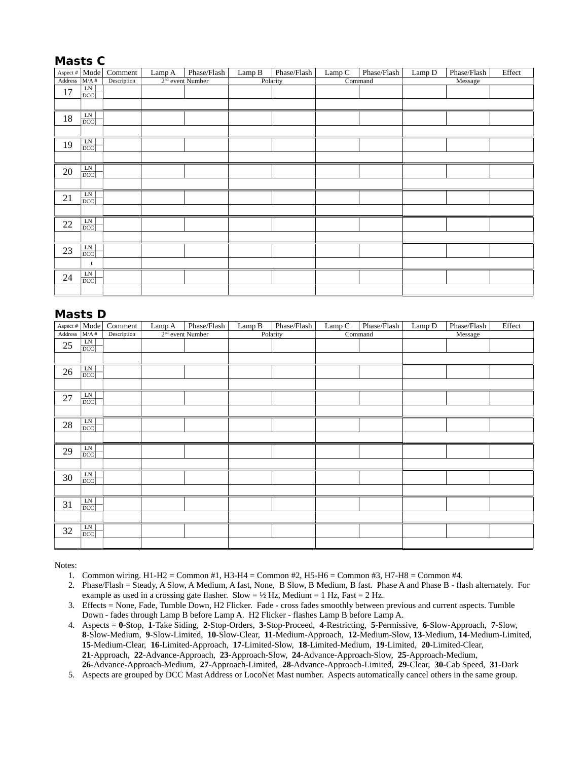## Masts C

| Aspect # | Mode | Comment | Lamp A | Phase/Flash | Lamp B | Phase/Flash | Lamp C | Phase/Flash | Lamp D | Phase/Flash | Effect |
|---|---|---|---|---|---|---|---|---|---|---|---|
| Address | M/A # | Description | 2nd event Number | | Polarity | | Command | | Message | | |
| 17 | LN / DCC | | | | | | | | | | |
| | | | | | | | | | | | |
| 18 | LN / DCC | | | | | | | | | | |
| | | | | | | | | | | | |
| 19 | LN / DCC | | | | | | | | | | |
| | | | | | | | | | | | |
| 20 | LN / DCC | | | | | | | | | | |
| | | | | | | | | | | | |
| 21 | LN / DCC | | | | | | | | | | |
| | | | | | | | | | | | |
| 22 | LN / DCC | | | | | | | | | | |
| | | | | | | | | | | | |
| 23 | LN / DCC | | | | | | | | | | |
| | t | | | | | | | | | | |
| 24 | LN / DCC | | | | | | | | | | |
| | | | | | | | | | | | |

## Masts D

| Aspect # | Mode | Comment | Lamp A | Phase/Flash | Lamp B | Phase/Flash | Lamp C | Phase/Flash | Lamp D | Phase/Flash | Effect |
|---|---|---|---|---|---|---|---|---|---|---|---|
| Address | M/A # | Description | 2nd event Number | | Polarity | | Command | | Message | | |
| 25 | LN / DCC | | | | | | | | | | |
| | | | | | | | | | | | |
| 26 | LN / DCC | | | | | | | | | | |
| | | | | | | | | | | | |
| 27 | LN / DCC | | | | | | | | | | |
| | | | | | | | | | | | |
| 28 | LN / DCC | | | | | | | | | | |
| | | | | | | | | | | | |
| 29 | LN / DCC | | | | | | | | | | |
| | | | | | | | | | | | |
| 30 | LN / DCC | | | | | | | | | | |
| | | | | | | | | | | | |
| 31 | LN / DCC | | | | | | | | | | |
| | | | | | | | | | | | |
| 32 | LN / DCC | | | | | | | | | | |
| | | | | | | | | | | | |

Notes:

1. Common wiring. H1-H2 = Common #1, H3-H4 = Common #2, H5-H6 = Common #3, H7-H8 = Common #4.
2. Phase/Flash = Steady, A Slow, A Medium, A fast, None, B Slow, B Medium, B fast. Phase A and Phase B - flash alternately. For example as used in a crossing gate flasher. Slow = ½ Hz, Medium = 1 Hz, Fast = 2 Hz.
3. Effects = None, Fade, Tumble Down, H2 Flicker. Fade - cross fades smoothly between previous and current aspects. Tumble Down - fades through Lamp B before Lamp A. H2 Flicker - flashes Lamp B before Lamp A.
4. Aspects = **0**-Stop, **1**-Take Siding, **2**-Stop-Orders, **3**-Stop-Proceed, **4**-Restricting, **5**-Permissive, **6**-Slow-Approach, **7**-Slow, **8**-Slow-Medium, **9**-Slow-Limited, **10**-Slow-Clear, **11**-Medium-Approach, **12**-Medium-Slow, **13**-Medium, **14**-Medium-Limited, **15**-Medium-Clear, **16**-Limited-Approach, **17**-Limited-Slow, **18**-Limited-Medium, **19**-Limited, **20**-Limited-Clear, **21**-Approach, **22**-Advance-Approach, **23**-Approach-Slow, **24**-Advance-Approach-Slow, **25**-Approach-Medium, **26**-Advance-Approach-Medium, **27**-Approach-Limited, **28**-Advance-Approach-Limited, **29**-Clear, **30**-Cab Speed, **31**-Dark
5. Aspects are grouped by DCC Mast Address or LocoNet Mast number. Aspects automatically cancel others in the same group.